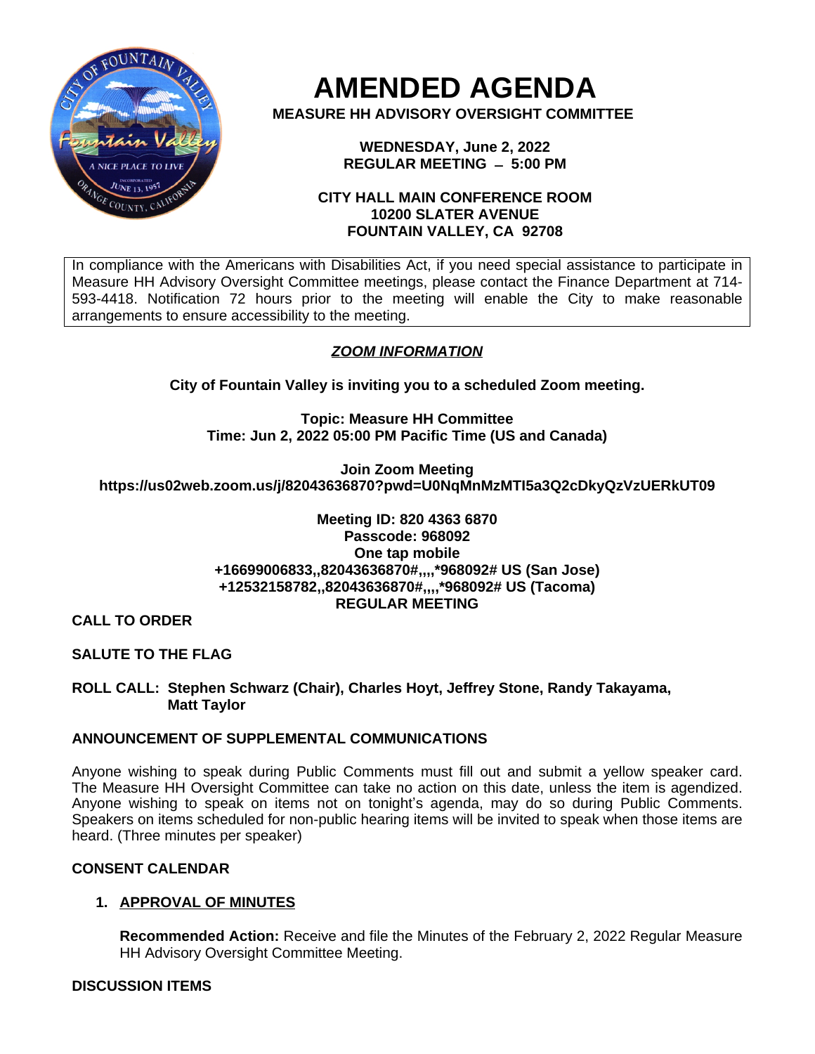# AMENDED AGENDA

**MEASURE HH ADVISORY OVERSIGHT COMMITTEE**

**WEDNESDAY, June 2, 2022**
**REGULAR MEETING – 5:00 PM**

**CITY HALL MAIN CONFERENCE ROOM**
**10200 SLATER AVENUE**
**FOUNTAIN VALLEY, CA 92708**

In compliance with the Americans with Disabilities Act, if you need special assistance to participate in Measure HH Advisory Oversight Committee meetings, please contact the Finance Department at 714-593-4418. Notification 72 hours prior to the meeting will enable the City to make reasonable arrangements to ensure accessibility to the meeting.

***ZOOM INFORMATION***

**City of Fountain Valley is inviting you to a scheduled Zoom meeting.**

**Topic: Measure HH Committee**
**Time: Jun 2, 2022 05:00 PM Pacific Time (US and Canada)**

**Join Zoom Meeting**
**https://us02web.zoom.us/j/82043636870?pwd=U0NqMnMzMTI5a3Q2cDkyQzVzUERkUT09**

**Meeting ID: 820 4363 6870**
**Passcode: 968092**
**One tap mobile**
**+16699006833,,82043636870#,,,,*968092# US (San Jose)**
**+12532158782,,82043636870#,,,,*968092# US (Tacoma)**

**REGULAR MEETING**

**CALL TO ORDER**

**SALUTE TO THE FLAG**

**ROLL CALL: Stephen Schwarz (Chair), Charles Hoyt, Jeffrey Stone, Randy Takayama, Matt Taylor**

**ANNOUNCEMENT OF SUPPLEMENTAL COMMUNICATIONS**

Anyone wishing to speak during Public Comments must fill out and submit a yellow speaker card. The Measure HH Oversight Committee can take no action on this date, unless the item is agendized. Anyone wishing to speak on items not on tonight's agenda, may do so during Public Comments. Speakers on items scheduled for non-public hearing items will be invited to speak when those items are heard. (Three minutes per speaker)

**CONSENT CALENDAR**

1. **APPROVAL OF MINUTES**

   **Recommended Action:** Receive and file the Minutes of the February 2, 2022 Regular Measure HH Advisory Oversight Committee Meeting.

**DISCUSSION ITEMS**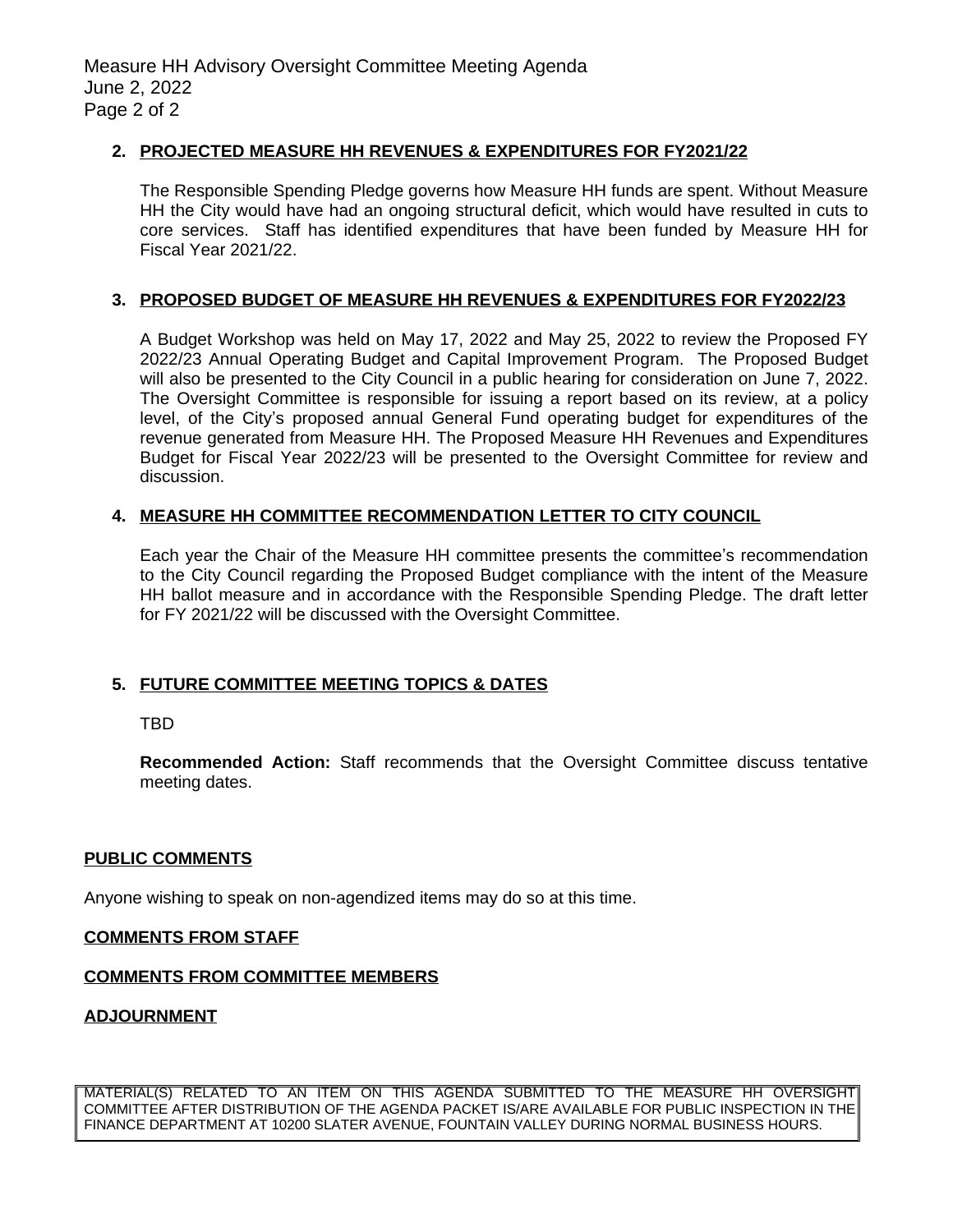## 2. PROJECTED MEASURE HH REVENUES & EXPENDITURES FOR FY2021/22

The Responsible Spending Pledge governs how Measure HH funds are spent. Without Measure HH the City would have had an ongoing structural deficit, which would have resulted in cuts to core services. Staff has identified expenditures that have been funded by Measure HH for Fiscal Year 2021/22.

## 3. PROPOSED BUDGET OF MEASURE HH REVENUES & EXPENDITURES FOR FY2022/23

A Budget Workshop was held on May 17, 2022 and May 25, 2022 to review the Proposed FY 2022/23 Annual Operating Budget and Capital Improvement Program. The Proposed Budget will also be presented to the City Council in a public hearing for consideration on June 7, 2022. The Oversight Committee is responsible for issuing a report based on its review, at a policy level, of the City's proposed annual General Fund operating budget for expenditures of the revenue generated from Measure HH. The Proposed Measure HH Revenues and Expenditures Budget for Fiscal Year 2022/23 will be presented to the Oversight Committee for review and discussion.

## 4. MEASURE HH COMMITTEE RECOMMENDATION LETTER TO CITY COUNCIL

Each year the Chair of the Measure HH committee presents the committee's recommendation to the City Council regarding the Proposed Budget compliance with the intent of the Measure HH ballot measure and in accordance with the Responsible Spending Pledge. The draft letter for FY 2021/22 will be discussed with the Oversight Committee.

## 5. FUTURE COMMITTEE MEETING TOPICS & DATES

TBD

**Recommended Action:** Staff recommends that the Oversight Committee discuss tentative meeting dates.

## PUBLIC COMMENTS

Anyone wishing to speak on non-agendized items may do so at this time.

## COMMENTS FROM STAFF

## COMMENTS FROM COMMITTEE MEMBERS

## ADJOURNMENT

MATERIAL(S) RELATED TO AN ITEM ON THIS AGENDA SUBMITTED TO THE MEASURE HH OVERSIGHT COMMITTEE AFTER DISTRIBUTION OF THE AGENDA PACKET IS/ARE AVAILABLE FOR PUBLIC INSPECTION IN THE FINANCE DEPARTMENT AT 10200 SLATER AVENUE, FOUNTAIN VALLEY DURING NORMAL BUSINESS HOURS.